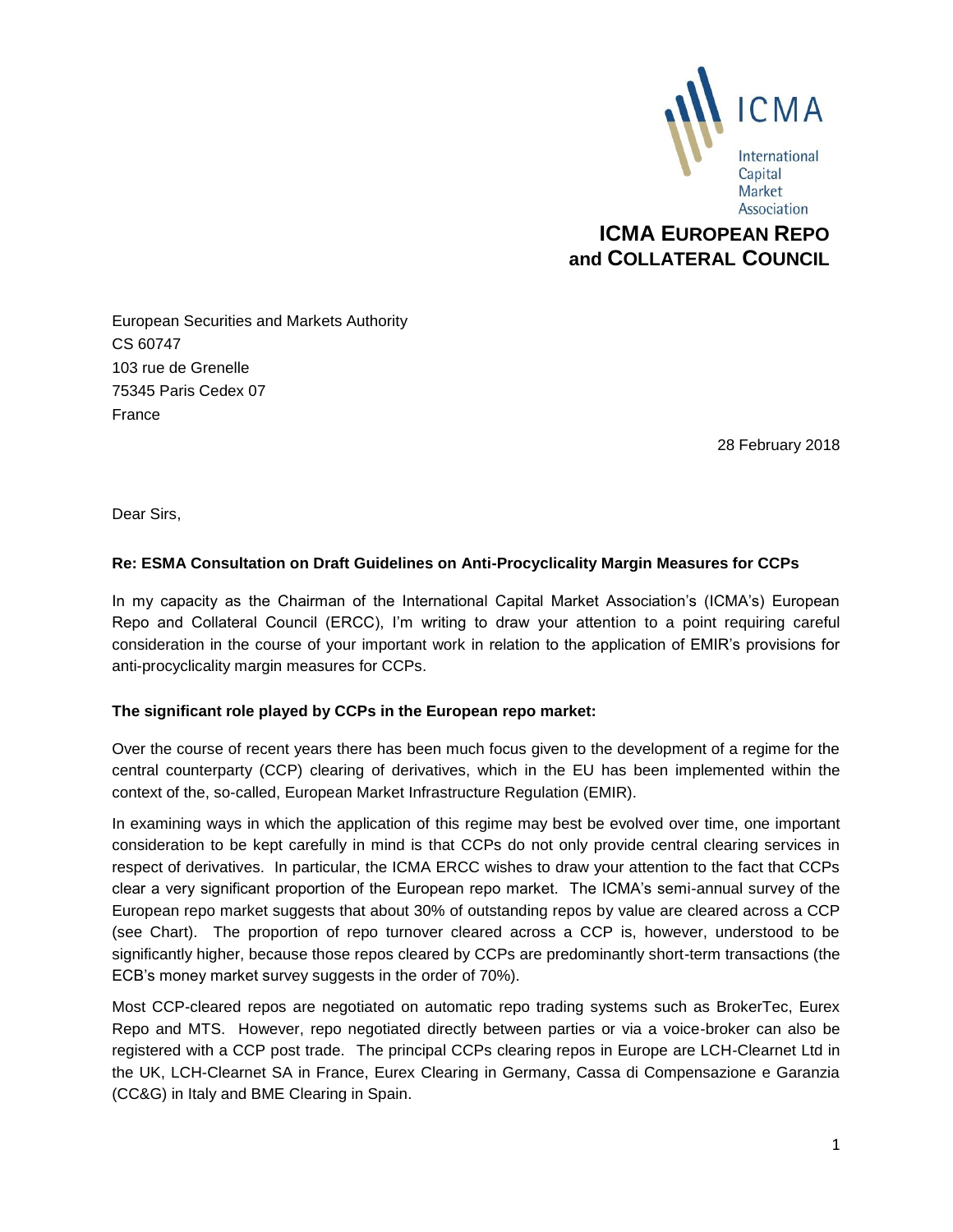ICMA

International Capital Market Association

**ICMA EUROPEAN REPO and COLLATERAL COUNCIL**

European Securities and Markets Authority
CS 60747
103 rue de Grenelle
75345 Paris Cedex 07
France

28 February 2018

Dear Sirs,

**Re: ESMA Consultation on Draft Guidelines on Anti-Procyclicality Margin Measures for CCPs**

In my capacity as the Chairman of the International Capital Market Association's (ICMA's) European Repo and Collateral Council (ERCC), I'm writing to draw your attention to a point requiring careful consideration in the course of your important work in relation to the application of EMIR's provisions for anti-procyclicality margin measures for CCPs.

**The significant role played by CCPs in the European repo market:**

Over the course of recent years there has been much focus given to the development of a regime for the central counterparty (CCP) clearing of derivatives, which in the EU has been implemented within the context of the, so-called, European Market Infrastructure Regulation (EMIR).

In examining ways in which the application of this regime may best be evolved over time, one important consideration to be kept carefully in mind is that CCPs do not only provide central clearing services in respect of derivatives. In particular, the ICMA ERCC wishes to draw your attention to the fact that CCPs clear a very significant proportion of the European repo market. The ICMA's semi-annual survey of the European repo market suggests that about 30% of outstanding repos by value are cleared across a CCP (see Chart). The proportion of repo turnover cleared across a CCP is, however, understood to be significantly higher, because those repos cleared by CCPs are predominantly short-term transactions (the ECB's money market survey suggests in the order of 70%).

Most CCP-cleared repos are negotiated on automatic repo trading systems such as BrokerTec, Eurex Repo and MTS. However, repo negotiated directly between parties or via a voice-broker can also be registered with a CCP post trade. The principal CCPs clearing repos in Europe are LCH-Clearnet Ltd in the UK, LCH-Clearnet SA in France, Eurex Clearing in Germany, Cassa di Compensazione e Garanzia (CC&G) in Italy and BME Clearing in Spain.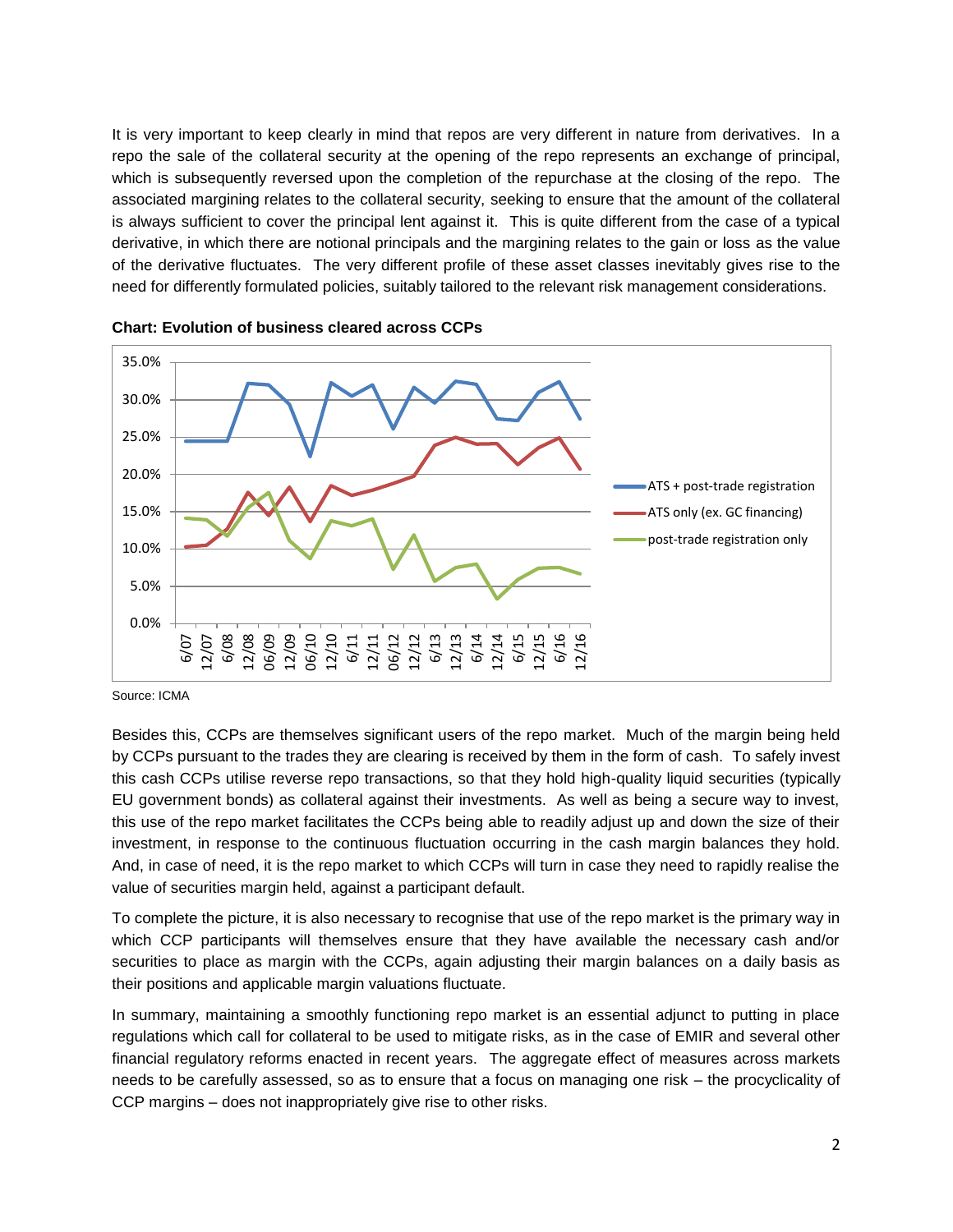It is very important to keep clearly in mind that repos are very different in nature from derivatives. In a repo the sale of the collateral security at the opening of the repo represents an exchange of principal, which is subsequently reversed upon the completion of the repurchase at the closing of the repo. The associated margining relates to the collateral security, seeking to ensure that the amount of the collateral is always sufficient to cover the principal lent against it. This is quite different from the case of a typical derivative, in which there are notional principals and the margining relates to the gain or loss as the value of the derivative fluctuates. The very different profile of these asset classes inevitably gives rise to the need for differently formulated policies, suitably tailored to the relevant risk management considerations.

**Chart: Evolution of business cleared across CCPs**

Source: ICMA

Besides this, CCPs are themselves significant users of the repo market. Much of the margin being held by CCPs pursuant to the trades they are clearing is received by them in the form of cash. To safely invest this cash CCPs utilise reverse repo transactions, so that they hold high-quality liquid securities (typically EU government bonds) as collateral against their investments. As well as being a secure way to invest, this use of the repo market facilitates the CCPs being able to readily adjust up and down the size of their investment, in response to the continuous fluctuation occurring in the cash margin balances they hold. And, in case of need, it is the repo market to which CCPs will turn in case they need to rapidly realise the value of securities margin held, against a participant default.

To complete the picture, it is also necessary to recognise that use of the repo market is the primary way in which CCP participants will themselves ensure that they have available the necessary cash and/or securities to place as margin with the CCPs, again adjusting their margin balances on a daily basis as their positions and applicable margin valuations fluctuate.

In summary, maintaining a smoothly functioning repo market is an essential adjunct to putting in place regulations which call for collateral to be used to mitigate risks, as in the case of EMIR and several other financial regulatory reforms enacted in recent years. The aggregate effect of measures across markets needs to be carefully assessed, so as to ensure that a focus on managing one risk – the procyclicality of CCP margins – does not inappropriately give rise to other risks.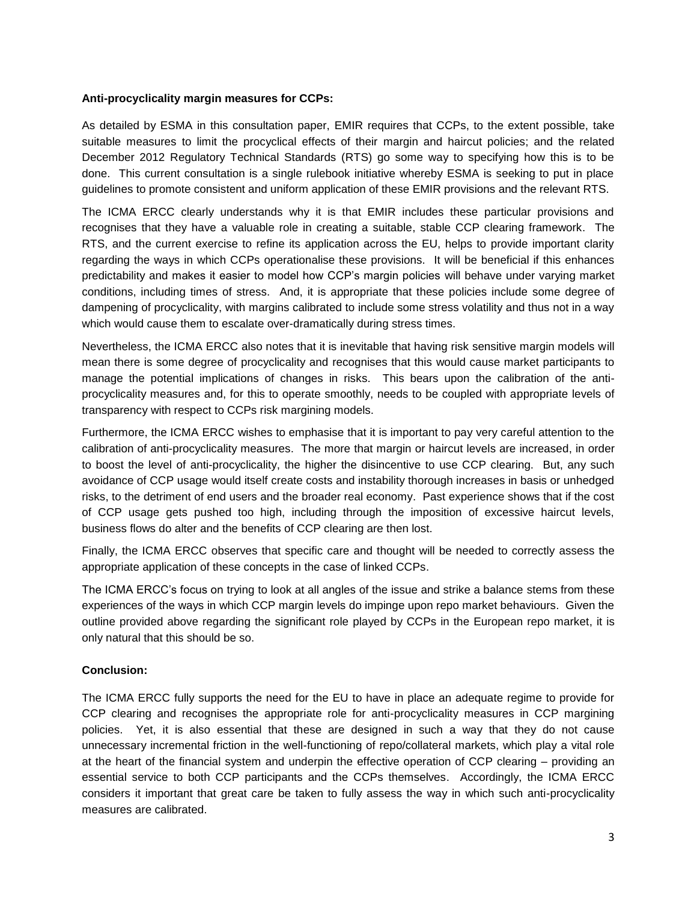**Anti-procyclicality margin measures for CCPs:**

As detailed by ESMA in this consultation paper, EMIR requires that CCPs, to the extent possible, take suitable measures to limit the procyclical effects of their margin and haircut policies; and the related December 2012 Regulatory Technical Standards (RTS) go some way to specifying how this is to be done. This current consultation is a single rulebook initiative whereby ESMA is seeking to put in place guidelines to promote consistent and uniform application of these EMIR provisions and the relevant RTS.

The ICMA ERCC clearly understands why it is that EMIR includes these particular provisions and recognises that they have a valuable role in creating a suitable, stable CCP clearing framework. The RTS, and the current exercise to refine its application across the EU, helps to provide important clarity regarding the ways in which CCPs operationalise these provisions. It will be beneficial if this enhances predictability and makes it easier to model how CCP's margin policies will behave under varying market conditions, including times of stress. And, it is appropriate that these policies include some degree of dampening of procyclicality, with margins calibrated to include some stress volatility and thus not in a way which would cause them to escalate over-dramatically during stress times.

Nevertheless, the ICMA ERCC also notes that it is inevitable that having risk sensitive margin models will mean there is some degree of procyclicality and recognises that this would cause market participants to manage the potential implications of changes in risks. This bears upon the calibration of the anti-procyclicality measures and, for this to operate smoothly, needs to be coupled with appropriate levels of transparency with respect to CCPs risk margining models.

Furthermore, the ICMA ERCC wishes to emphasise that it is important to pay very careful attention to the calibration of anti-procyclicality measures. The more that margin or haircut levels are increased, in order to boost the level of anti-procyclicality, the higher the disincentive to use CCP clearing. But, any such avoidance of CCP usage would itself create costs and instability thorough increases in basis or unhedged risks, to the detriment of end users and the broader real economy. Past experience shows that if the cost of CCP usage gets pushed too high, including through the imposition of excessive haircut levels, business flows do alter and the benefits of CCP clearing are then lost.

Finally, the ICMA ERCC observes that specific care and thought will be needed to correctly assess the appropriate application of these concepts in the case of linked CCPs.

The ICMA ERCC's focus on trying to look at all angles of the issue and strike a balance stems from these experiences of the ways in which CCP margin levels do impinge upon repo market behaviours. Given the outline provided above regarding the significant role played by CCPs in the European repo market, it is only natural that this should be so.

**Conclusion:**

The ICMA ERCC fully supports the need for the EU to have in place an adequate regime to provide for CCP clearing and recognises the appropriate role for anti-procyclicality measures in CCP margining policies. Yet, it is also essential that these are designed in such a way that they do not cause unnecessary incremental friction in the well-functioning of repo/collateral markets, which play a vital role at the heart of the financial system and underpin the effective operation of CCP clearing – providing an essential service to both CCP participants and the CCPs themselves. Accordingly, the ICMA ERCC considers it important that great care be taken to fully assess the way in which such anti-procyclicality measures are calibrated.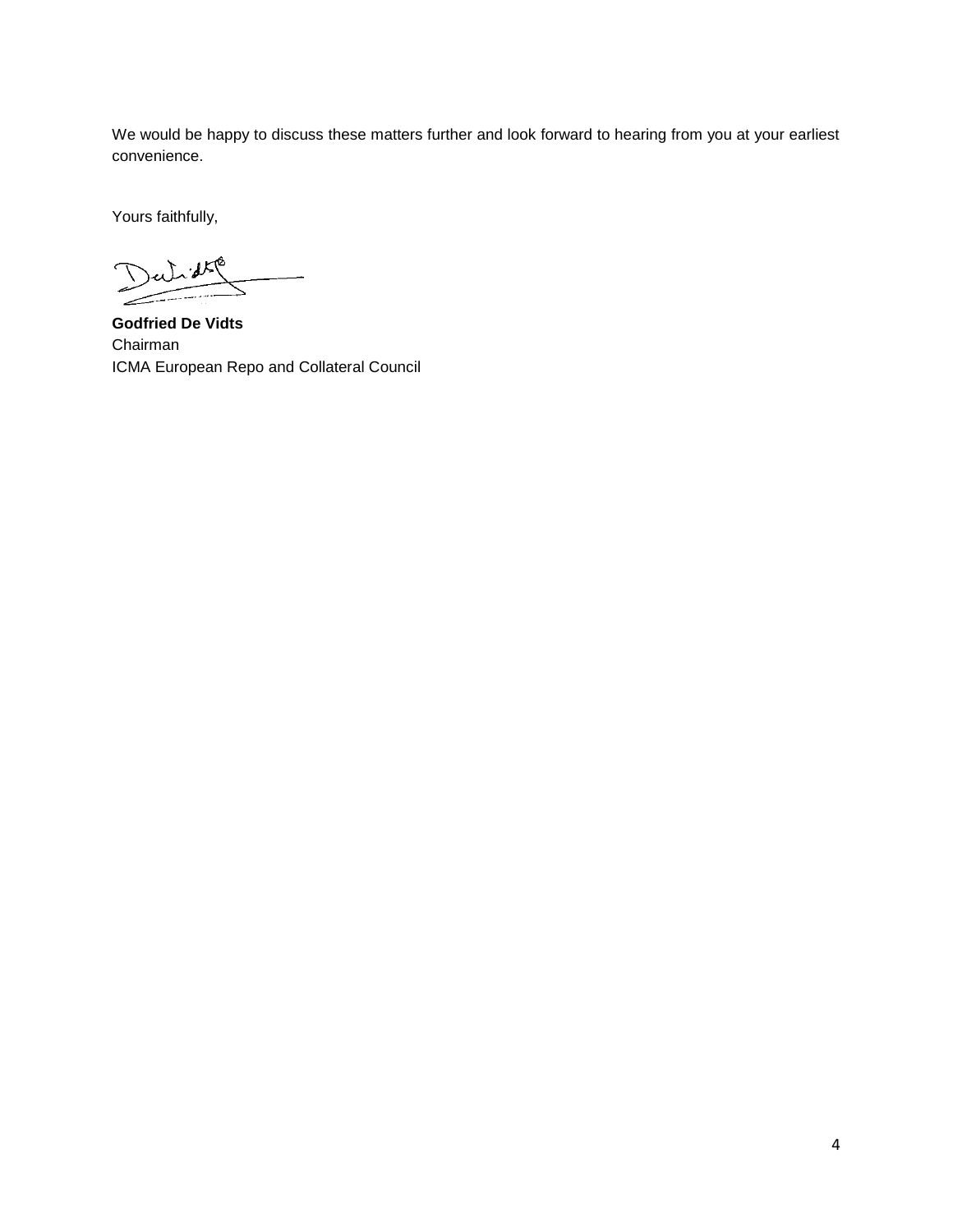We would be happy to discuss these matters further and look forward to hearing from you at your earliest convenience.

Yours faithfully,

**Godfried De Vidts**
Chairman
ICMA European Repo and Collateral Council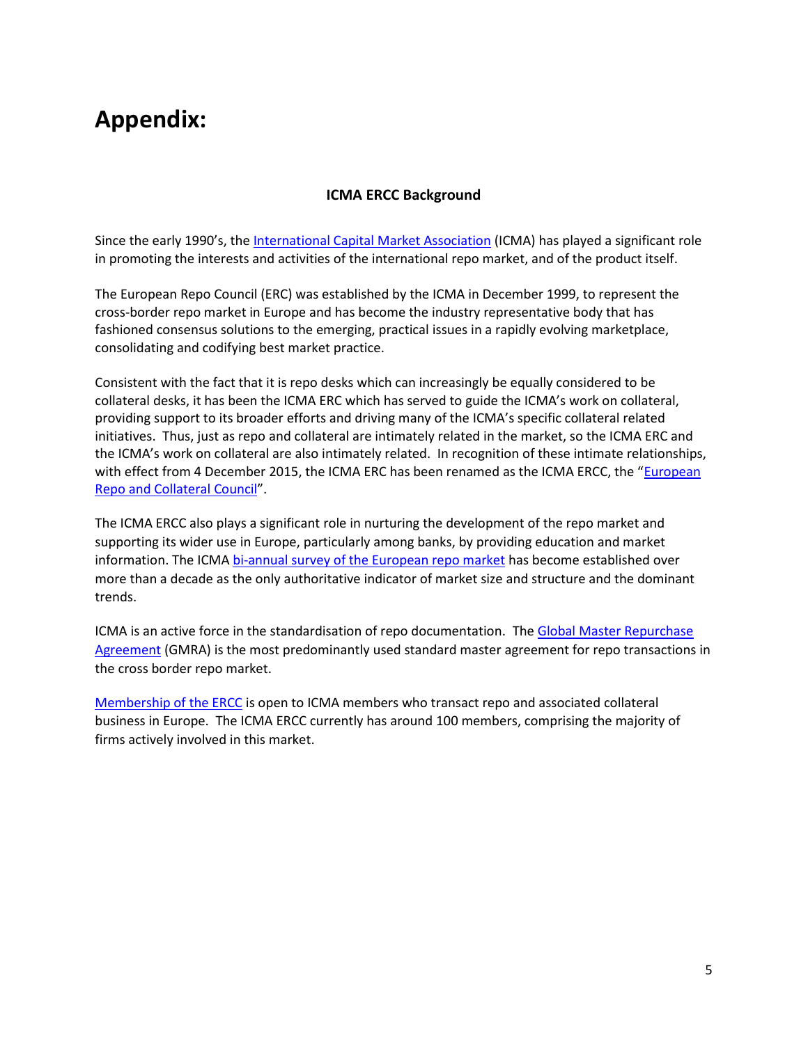# Appendix:

**ICMA ERCC Background**

Since the early 1990's, the International Capital Market Association (ICMA) has played a significant role in promoting the interests and activities of the international repo market, and of the product itself.

The European Repo Council (ERC) was established by the ICMA in December 1999, to represent the cross-border repo market in Europe and has become the industry representative body that has fashioned consensus solutions to the emerging, practical issues in a rapidly evolving marketplace, consolidating and codifying best market practice.

Consistent with the fact that it is repo desks which can increasingly be equally considered to be collateral desks, it has been the ICMA ERC which has served to guide the ICMA's work on collateral, providing support to its broader efforts and driving many of the ICMA's specific collateral related initiatives. Thus, just as repo and collateral are intimately related in the market, so the ICMA ERC and the ICMA's work on collateral are also intimately related. In recognition of these intimate relationships, with effect from 4 December 2015, the ICMA ERC has been renamed as the ICMA ERCC, the "European Repo and Collateral Council".

The ICMA ERCC also plays a significant role in nurturing the development of the repo market and supporting its wider use in Europe, particularly among banks, by providing education and market information. The ICMA bi-annual survey of the European repo market has become established over more than a decade as the only authoritative indicator of market size and structure and the dominant trends.

ICMA is an active force in the standardisation of repo documentation. The Global Master Repurchase Agreement (GMRA) is the most predominantly used standard master agreement for repo transactions in the cross border repo market.

Membership of the ERCC is open to ICMA members who transact repo and associated collateral business in Europe. The ICMA ERCC currently has around 100 members, comprising the majority of firms actively involved in this market.